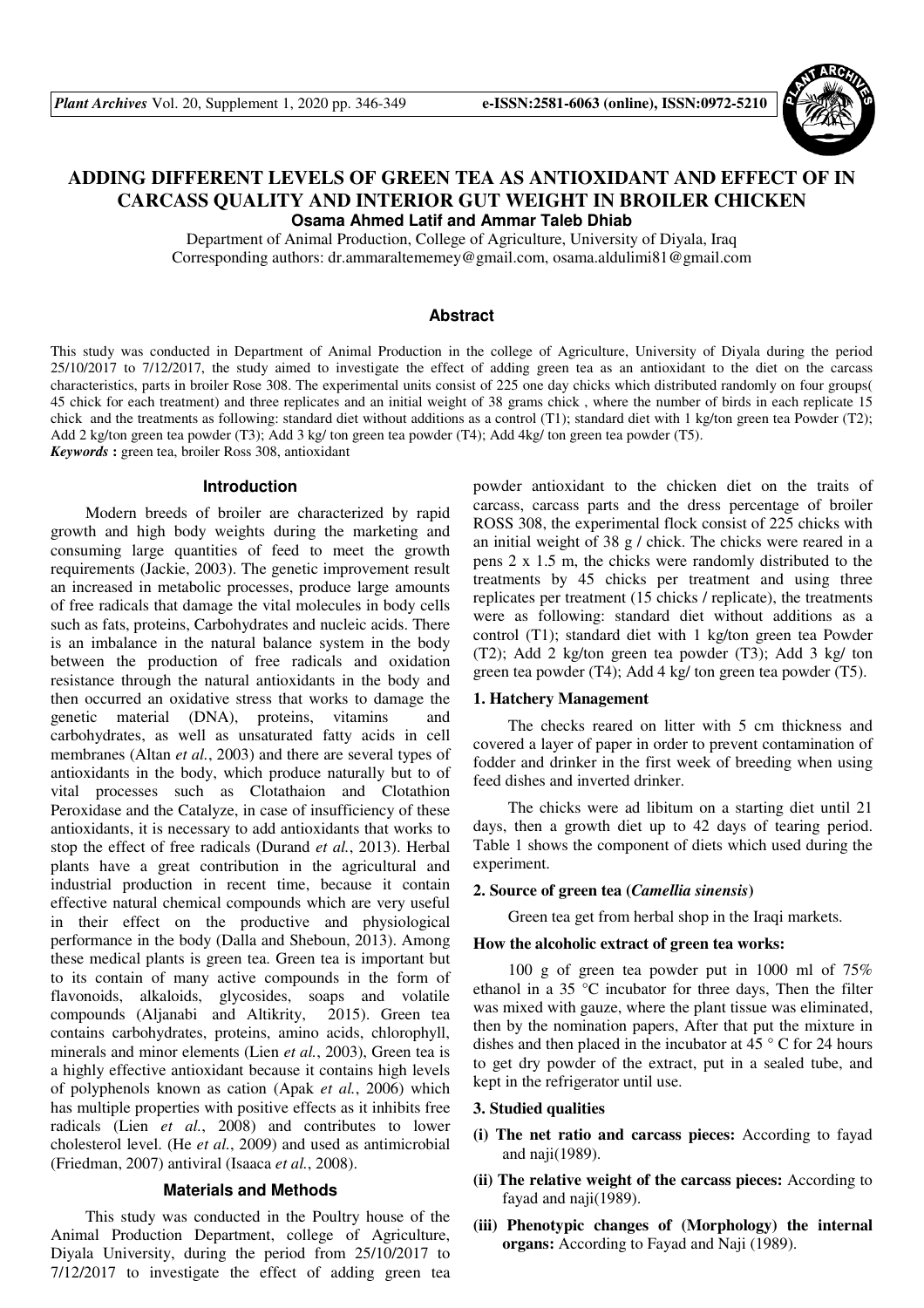# ADDING DIFFERENT LEVELS OF GREEN TEA AS ANTIOXIDANT AND EFFECT OF IN CARCASS QUALITY AND INTERIOR GUT WEIGHT IN BROILER CHICKEN

**Osama Ahmed Latif and Ammar Taleb Dhiab**

Department of Animal Production, College of Agriculture, University of Diyala, Iraq
Corresponding authors: dr.ammaraltememey@gmail.com, osama.aldulimi81@gmail.com

## Abstract

This study was conducted in Department of Animal Production in the college of Agriculture, University of Diyala during the period 25/10/2017 to 7/12/2017, the study aimed to investigate the effect of adding green tea as an antioxidant to the diet on the carcass characteristics, parts in broiler Rose 308. The experimental units consist of 225 one day chicks which distributed randomly on four groups( 45 chick for each treatment) and three replicates and an initial weight of 38 grams chick , where the number of birds in each replicate 15 chick and the treatments as following: standard diet without additions as a control (T1); standard diet with 1 kg/ton green tea Powder (T2); Add 2 kg/ton green tea powder (T3); Add 3 kg/ ton green tea powder (T4); Add 4kg/ ton green tea powder (T5).

***Keywords*** **:** green tea, broiler Ross 308, antioxidant

## Introduction

Modern breeds of broiler are characterized by rapid growth and high body weights during the marketing and consuming large quantities of feed to meet the growth requirements (Jackie, 2003). The genetic improvement result an increased in metabolic processes, produce large amounts of free radicals that damage the vital molecules in body cells such as fats, proteins, Carbohydrates and nucleic acids. There is an imbalance in the natural balance system in the body between the production of free radicals and oxidation resistance through the natural antioxidants in the body and then occurred an oxidative stress that works to damage the genetic material (DNA), proteins, vitamins and carbohydrates, as well as unsaturated fatty acids in cell membranes (Altan *et al.*, 2003) and there are several types of antioxidants in the body, which produce naturally but to of vital processes such as Clotathaion and Clotathion Peroxidase and the Catalyze, in case of insufficiency of these antioxidants, it is necessary to add antioxidants that works to stop the effect of free radicals (Durand *et al.*, 2013). Herbal plants have a great contribution in the agricultural and industrial production in recent time, because it contain effective natural chemical compounds which are very useful in their effect on the productive and physiological performance in the body (Dalla and Sheboun, 2013). Among these medical plants is green tea. Green tea is important but to its contain of many active compounds in the form of flavonoids, alkaloids, glycosides, soaps and volatile compounds (Aljanabi and Altikrity, 2015). Green tea contains carbohydrates, proteins, amino acids, chlorophyll, minerals and minor elements (Lien *et al.*, 2003), Green tea is a highly effective antioxidant because it contains high levels of polyphenols known as cation (Apak *et al.*, 2006) which has multiple properties with positive effects as it inhibits free radicals (Lien *et al.*, 2008) and contributes to lower cholesterol level. (He *et al.*, 2009) and used as antimicrobial (Friedman, 2007) antiviral (Isaaca *et al.*, 2008).

## Materials and Methods

This study was conducted in the Poultry house of the Animal Production Department, college of Agriculture, Diyala University, during the period from 25/10/2017 to 7/12/2017 to investigate the effect of adding green tea powder antioxidant to the chicken diet on the traits of carcass, carcass parts and the dress percentage of broiler ROSS 308, the experimental flock consist of 225 chicks with an initial weight of 38 g / chick. The chicks were reared in a pens 2 x 1.5 m, the chicks were randomly distributed to the treatments by 45 chicks per treatment and using three replicates per treatment (15 chicks / replicate), the treatments were as following: standard diet without additions as a control (T1); standard diet with 1 kg/ton green tea Powder (T2); Add 2 kg/ton green tea powder (T3); Add 3 kg/ ton green tea powder (T4); Add 4 kg/ ton green tea powder (T5).

### 1. Hatchery Management

The checks reared on litter with 5 cm thickness and covered a layer of paper in order to prevent contamination of fodder and drinker in the first week of breeding when using feed dishes and inverted drinker.

The chicks were ad libitum on a starting diet until 21 days, then a growth diet up to 42 days of tearing period. Table 1 shows the component of diets which used during the experiment.

### 2. Source of green tea (*Camellia sinensis*)

Green tea get from herbal shop in the Iraqi markets.

### How the alcoholic extract of green tea works:

100 g of green tea powder put in 1000 ml of 75% ethanol in a 35 °C incubator for three days, Then the filter was mixed with gauze, where the plant tissue was eliminated, then by the nomination papers, After that put the mixture in dishes and then placed in the incubator at 45 ° C for 24 hours to get dry powder of the extract, put in a sealed tube, and kept in the refrigerator until use.

### 3. Studied qualities

**(i) The net ratio and carcass pieces:** According to fayad and naji(1989).

**(ii) The relative weight of the carcass pieces:** According to fayad and naji(1989).

**(iii) Phenotypic changes of (Morphology) the internal organs:** According to Fayad and Naji (1989).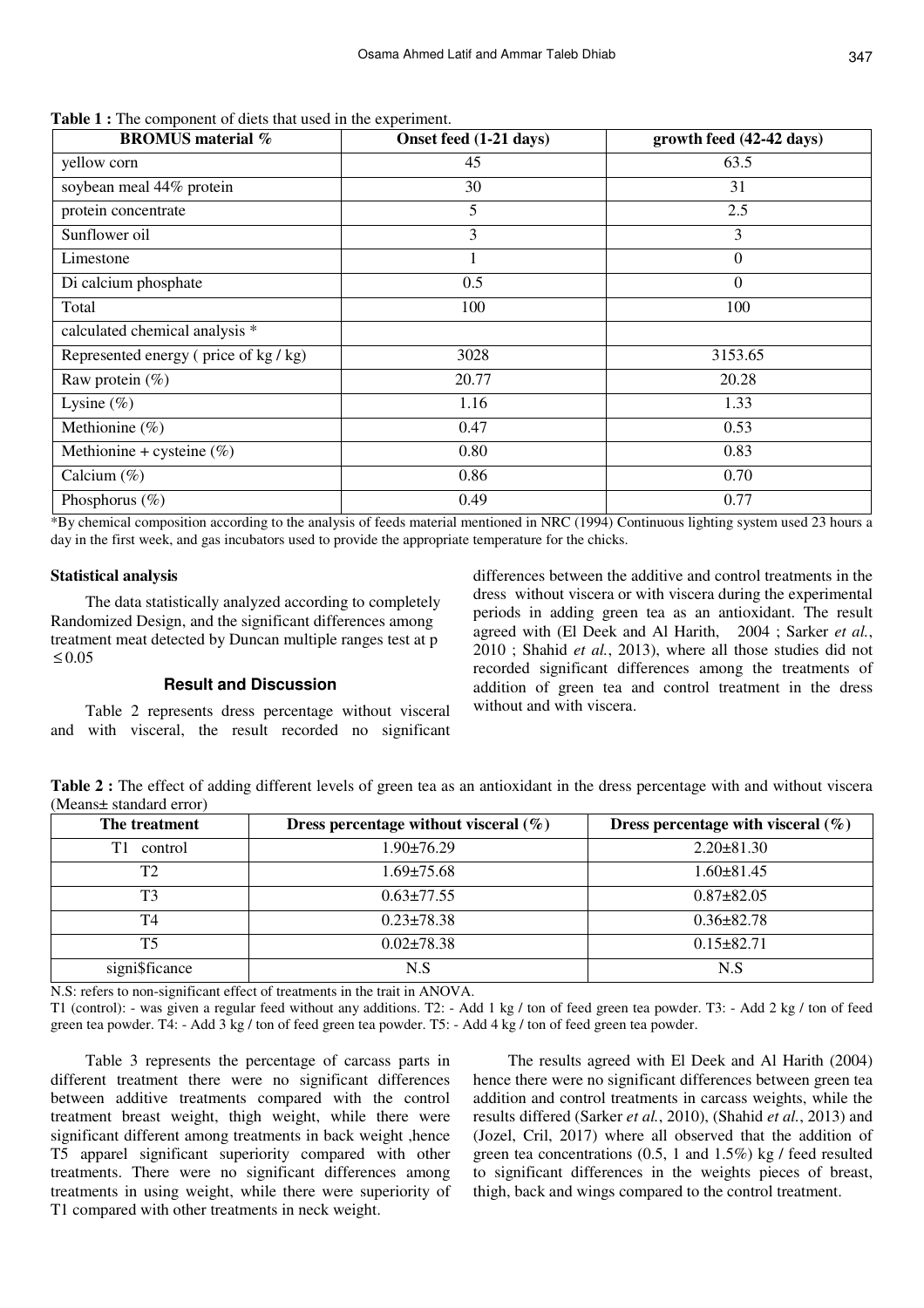**Table 1 :** The component of diets that used in the experiment.

| BROMUS material % | Onset feed (1-21 days) | growth feed (42-42 days) |
|---|---|---|
| yellow corn | 45 | 63.5 |
| soybean meal 44% protein | 30 | 31 |
| protein concentrate | 5 | 2.5 |
| Sunflower oil | 3 | 3 |
| Limestone | 1 | 0 |
| Di calcium phosphate | 0.5 | 0 |
| Total | 100 | 100 |
| calculated chemical analysis * | | |
| Represented energy ( price of kg / kg) | 3028 | 3153.65 |
| Raw protein (%) | 20.77 | 20.28 |
| Lysine (%) | 1.16 | 1.33 |
| Methionine (%) | 0.47 | 0.53 |
| Methionine + cysteine (%) | 0.80 | 0.83 |
| Calcium (%) | 0.86 | 0.70 |
| Phosphorus (%) | 0.49 | 0.77 |

*By chemical composition according to the analysis of feeds material mentioned in NRC (1994) Continuous lighting system used 23 hours a day in the first week, and gas incubators used to provide the appropriate temperature for the chicks.

### Statistical analysis

The data statistically analyzed according to completely Randomized Design, and the significant differences among treatment meat detected by Duncan multiple ranges test at p $\leq 0.05$

## Result and Discussion

Table 2 represents dress percentage without visceral and with visceral, the result recorded no significant differences between the additive and control treatments in the dress without viscera or with viscera during the experimental periods in adding green tea as an antioxidant. The result agreed with (El Deek and Al Harith, 2004 ; Sarker *et al.*, 2010 ; Shahid *et al.*, 2013), where all those studies did not recorded significant differences among the treatments of addition of green tea and control treatment in the dress without and with viscera.

**Table 2 :** The effect of adding different levels of green tea as an antioxidant in the dress percentage with and without viscera (Means± standard error)

| The treatment | Dress percentage without visceral (%) | Dress percentage with visceral (%) |
|---|---|---|
| T1 control | 1.90±76.29 | 2.20±81.30 |
| T2 | 1.69±75.68 | 1.60±81.45 |
| T3 | 0.63±77.55 | 0.87±82.05 |
| T4 | 0.23±78.38 | 0.36±82.78 |
| T5 | 0.02±78.38 | 0.15±82.71 |
| signi$ficance | N.S | N.S |

N.S: refers to non-significant effect of treatments in the trait in ANOVA.

T1 (control): - was given a regular feed without any additions. T2: - Add 1 kg / ton of feed green tea powder. T3: - Add 2 kg / ton of feed green tea powder. T4: - Add 3 kg / ton of feed green tea powder. T5: - Add 4 kg / ton of feed green tea powder.

Table 3 represents the percentage of carcass parts in different treatment there were no significant differences between additive treatments compared with the control treatment breast weight, thigh weight, while there were significant different among treatments in back weight ,hence T5 apparel significant superiority compared with other treatments. There were no significant differences among treatments in using weight, while there were superiority of T1 compared with other treatments in neck weight.

The results agreed with El Deek and Al Harith (2004) hence there were no significant differences between green tea addition and control treatments in carcass weights, while the results differed (Sarker *et al.*, 2010), (Shahid *et al.*, 2013) and (Jozel, Cril, 2017) where all observed that the addition of green tea concentrations (0.5, 1 and 1.5%) kg / feed resulted to significant differences in the weights pieces of breast, thigh, back and wings compared to the control treatment.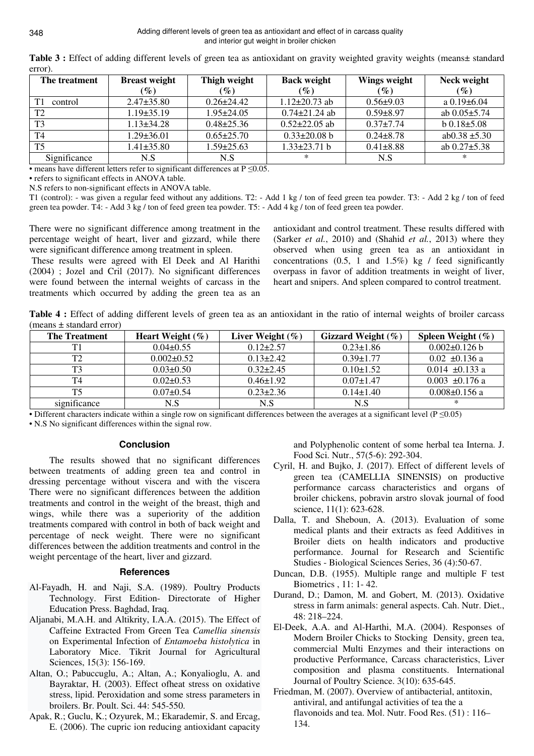**Table 3 :** Effect of adding different levels of green tea as antioxidant on gravity weighted gravity weights (means± standard error).

| The treatment | Breast weight (%) | Thigh weight (%) | Back weight (%) | Wings weight (%) | Neck weight (%) |
|---|---|---|---|---|---|
| T1 control | 2.47±35.80 | 0.26±24.42 | 1.12±20.73 ab | 0.56±9.03 | a 0.19±6.04 |
| T2 | 1.19±35.19 | 1.95±24.05 | 0.74±21.24 ab | 0.59±8.97 | ab 0.05±5.74 |
| T3 | 1.13±34.28 | 0.48±25.36 | 0.52±22.05 ab | 0.37±7.74 | b 0.18±5.08 |
| T4 | 1.29±36.01 | 0.65±25.70 | 0.33±20.08 b | 0.24±8.78 | ab0.38 ±5.30 |
| T5 | 1.41±35.80 | 1.59±25.63 | 1.33±23.71 b | 0.41±8.88 | ab 0.27±5.38 |
| Significance | N.S | N.S | * | N.S | * |

• means have different letters refer to significant differences at P ≤0.05.

• refers to significant effects in ANOVA table.

N.S refers to non-significant effects in ANOVA table.

T1 (control): - was given a regular feed without any additions. T2: - Add 1 kg / ton of feed green tea powder. T3: - Add 2 kg / ton of feed green tea powder. T4: - Add 3 kg / ton of feed green tea powder. T5: - Add 4 kg / ton of feed green tea powder.

There were no significant difference among treatment in the percentage weight of heart, liver and gizzard, while there were significant difference among treatment in spleen.

These results were agreed with El Deek and Al Harithi (2004) ; Jozel and Cril (2017). No significant differences were found between the internal weights of carcass in the treatments which occurred by adding the green tea as an antioxidant and control treatment. These results differed with (Sarker *et al.*, 2010) and (Shahid *et al.*, 2013) where they observed when using green tea as an antioxidant in concentrations (0.5, 1 and 1.5%) kg / feed significantly overpass in favor of addition treatments in weight of liver, heart and snipers. And spleen compared to control treatment.

**Table 4 :** Effect of adding different levels of green tea as an antioxidant in the ratio of internal weights of broiler carcass (means ± standard error)

| The Treatment | Heart Weight (%) | Liver Weight (%) | Gizzard Weight (%) | Spleen Weight (%) |
|---|---|---|---|---|
| T1 | 0.04±0.55 | 0.12±2.57 | 0.23±1.86 | 0.002±0.126 b |
| T2 | 0.002±0.52 | 0.13±2.42 | 0.39±1.77 | 0.02 ±0.136 a |
| T3 | 0.03±0.50 | 0.32±2.45 | 0.10±1.52 | 0.014 ±0.133 a |
| T4 | 0.02±0.53 | 0.46±1.92 | 0.07±1.47 | 0.003 ±0.176 a |
| T5 | 0.07±0.54 | 0.23±2.36 | 0.14±1.40 | 0.008±0.156 a |
| significance | N.S | N.S | N.S | * |

• Different characters indicate within a single row on significant differences between the averages at a significant level (P ≤0.05)

• N.S No significant differences within the signal row.

## Conclusion

The results showed that no significant differences between treatments of adding green tea and control in dressing percentage without viscera and with the viscera There were no significant differences between the addition treatments and control in the weight of the breast, thigh and wings, while there was a superiority of the addition treatments compared with control in both of back weight and percentage of neck weight. There were no significant differences between the addition treatments and control in the weight percentage of the heart, liver and gizzard.

## References

Al-Fayadh, H. and Naji, S.A. (1989). Poultry Products Technology. First Edition- Directorate of Higher Education Press. Baghdad, Iraq.

Aljanabi, M.A.H. and Altikrity, I.A.A. (2015). The Effect of Caffeine Extracted From Green Tea *Camellia sinensis* on Experimental Infection of *Entamoeba histolytica* in Laboratory Mice. Tikrit Journal for Agricultural Sciences, 15(3): 156-169.

Altan, O.; Pabuccuglu, A.; Altan, A.; Konyalioglu, A. and Bayraktar, H. (2003). Effect ofheat stress on oxidative stress, lipid. Peroxidation and some stress parameters in broilers. Br. Poult. Sci. 44: 545-550.

Apak, R.; Guclu, K.; Ozyurek, M.; Ekarademir, S. and Ercag, E. (2006). The cupric ion reducing antioxidant capacity and Polyphenolic content of some herbal tea Interna. J. Food Sci. Nutr., 57(5-6): 292-304.

Cyril, H. and Bujko, J. (2017). Effect of different levels of green tea (CAMELLIA SINENSIS) on productive performance carcass characteristics and organs of broiler chickens, pobravin arstro slovak journal of food science, 11(1): 623-628.

Dalla, T. and Sheboun, A. (2013). Evaluation of some medical plants and their extracts as feed Additives in Broiler diets on health indicators and productive performance. Journal for Research and Scientific Studies - Biological Sciences Series, 36 (4):50-67.

Duncan, D.B. (1955). Multiple range and multiple F test Biometrics , 11: 1- 42.

Durand, D.; Damon, M. and Gobert, M. (2013). Oxidative stress in farm animals: general aspects. Cah. Nutr. Diet., 48: 218–224.

El-Deek, A.A. and Al-Harthi, M.A. (2004). Responses of Modern Broiler Chicks to Stocking Density, green tea, commercial Multi Enzymes and their interactions on productive Performance, Carcass characteristics, Liver composition and plasma constituents. International Journal of Poultry Science. 3(10): 635-645.

Friedman, M. (2007). Overview of antibacterial, antitoxin, antiviral, and antifungal activities of tea the a flavonoids and tea. Mol. Nutr. Food Res. (51) : 116–134.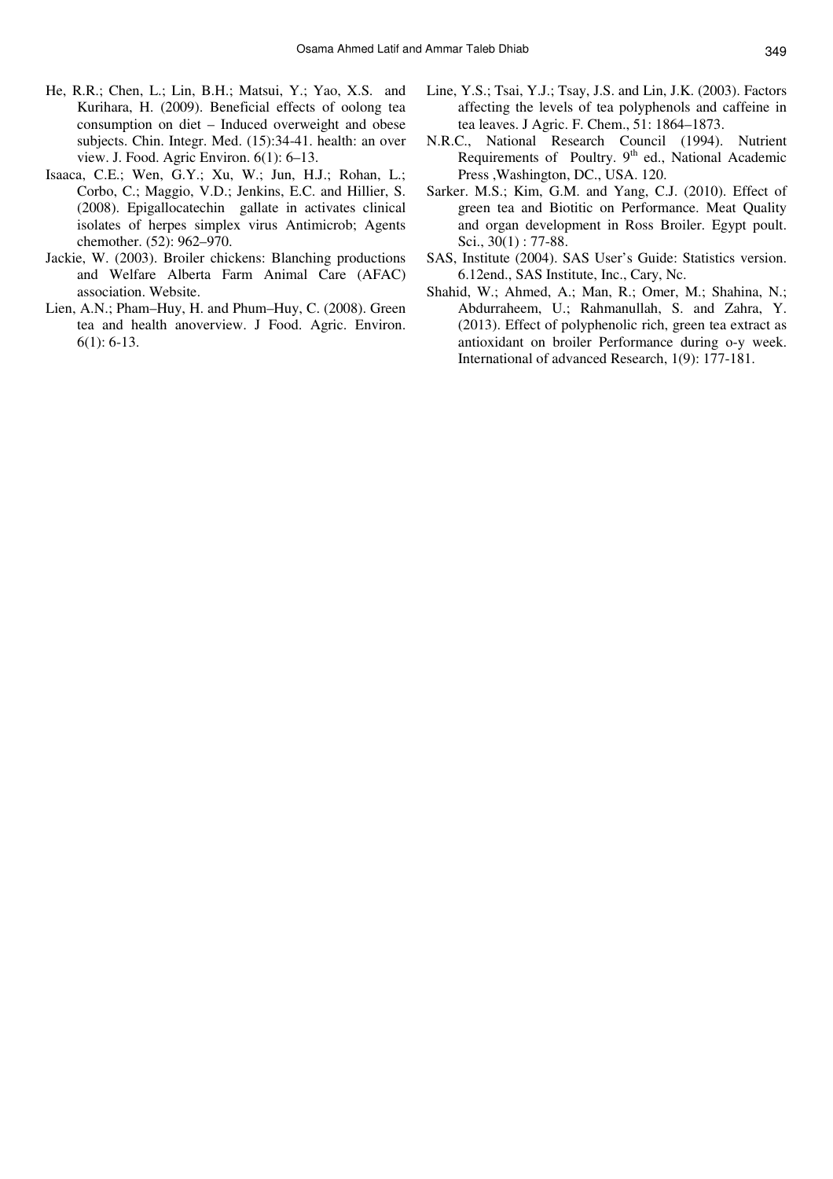He, R.R.; Chen, L.; Lin, B.H.; Matsui, Y.; Yao, X.S. and Kurihara, H. (2009). Beneficial effects of oolong tea consumption on diet – Induced overweight and obese subjects. Chin. Integr. Med. (15):34-41. health: an over view. J. Food. Agric Environ. 6(1): 6–13.

Isaaca, C.E.; Wen, G.Y.; Xu, W.; Jun, H.J.; Rohan, L.; Corbo, C.; Maggio, V.D.; Jenkins, E.C. and Hillier, S. (2008). Epigallocatechin gallate in activates clinical isolates of herpes simplex virus Antimicrob; Agents chemother. (52): 962–970.

Jackie, W. (2003). Broiler chickens: Blanching productions and Welfare Alberta Farm Animal Care (AFAC) association. Website.

Lien, A.N.; Pham–Huy, H. and Phum–Huy, C. (2008). Green tea and health anoverview. J Food. Agric. Environ. 6(1): 6-13.

Line, Y.S.; Tsai, Y.J.; Tsay, J.S. and Lin, J.K. (2003). Factors affecting the levels of tea polyphenols and caffeine in tea leaves. J Agric. F. Chem., 51: 1864–1873.

N.R.C., National Research Council (1994). Nutrient Requirements of Poultry. 9th ed., National Academic Press ,Washington, DC., USA. 120.

Sarker. M.S.; Kim, G.M. and Yang, C.J. (2010). Effect of green tea and Biotitic on Performance. Meat Quality and organ development in Ross Broiler. Egypt poult. Sci., 30(1) : 77-88.

SAS, Institute (2004). SAS User's Guide: Statistics version. 6.12end., SAS Institute, Inc., Cary, Nc.

Shahid, W.; Ahmed, A.; Man, R.; Omer, M.; Shahina, N.; Abdurraheem, U.; Rahmanullah, S. and Zahra, Y. (2013). Effect of polyphenolic rich, green tea extract as antioxidant on broiler Performance during o-y week. International of advanced Research, 1(9): 177-181.